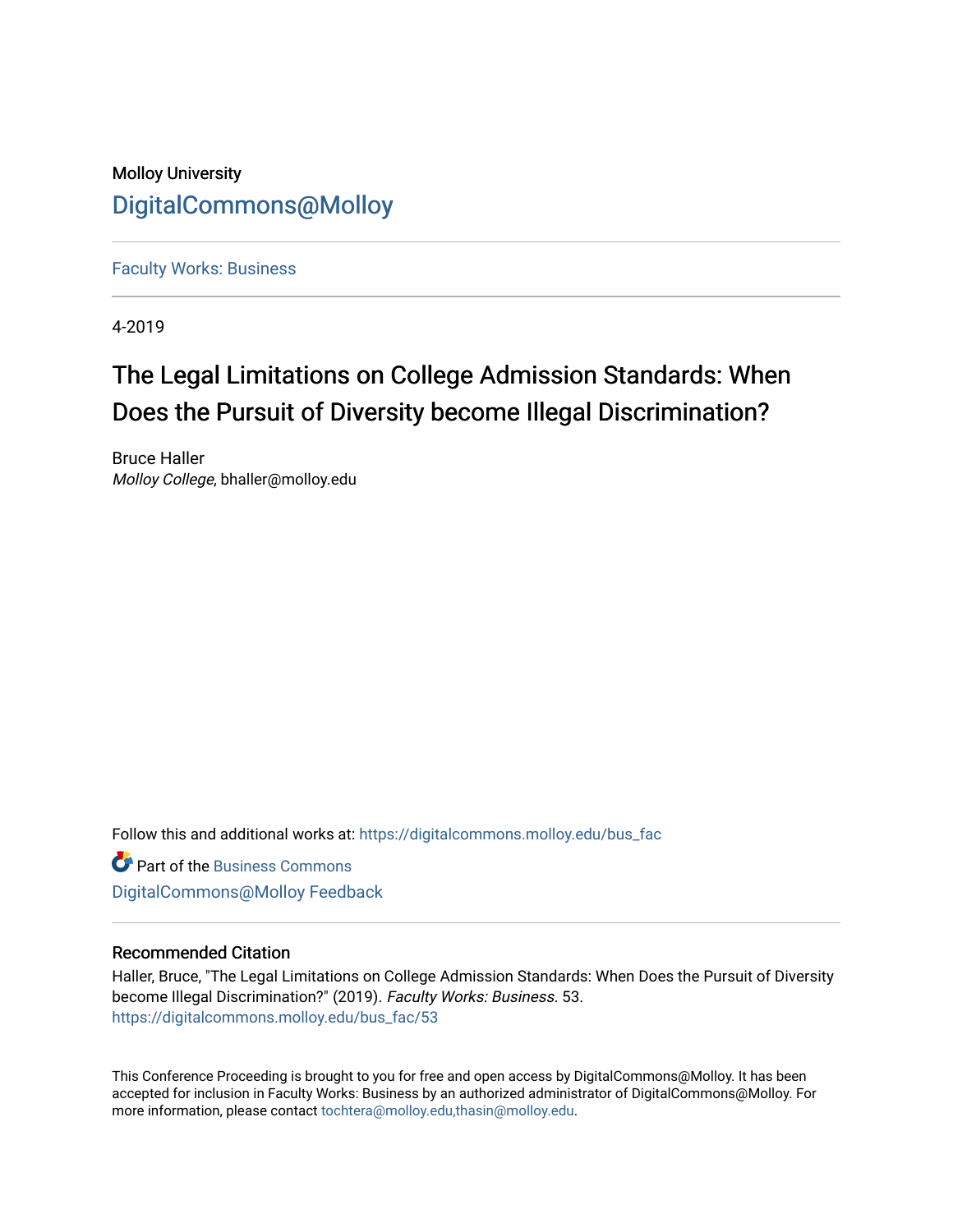Molloy University

DigitalCommons@Molloy

---

Faculty Works: Business

---

4-2019

# The Legal Limitations on College Admission Standards: When Does the Pursuit of Diversity become Illegal Discrimination?

Bruce Haller
*Molloy College*, bhaller@molloy.edu

Follow this and additional works at: https://digitalcommons.molloy.edu/bus_fac

Part of the Business Commons

DigitalCommons@Molloy Feedback

---

### Recommended Citation

Haller, Bruce, "The Legal Limitations on College Admission Standards: When Does the Pursuit of Diversity become Illegal Discrimination?" (2019). *Faculty Works: Business*. 53.
https://digitalcommons.molloy.edu/bus_fac/53

---

This Conference Proceeding is brought to you for free and open access by DigitalCommons@Molloy. It has been accepted for inclusion in Faculty Works: Business by an authorized administrator of DigitalCommons@Molloy. For more information, please contact tochtera@molloy.edu,thasin@molloy.edu.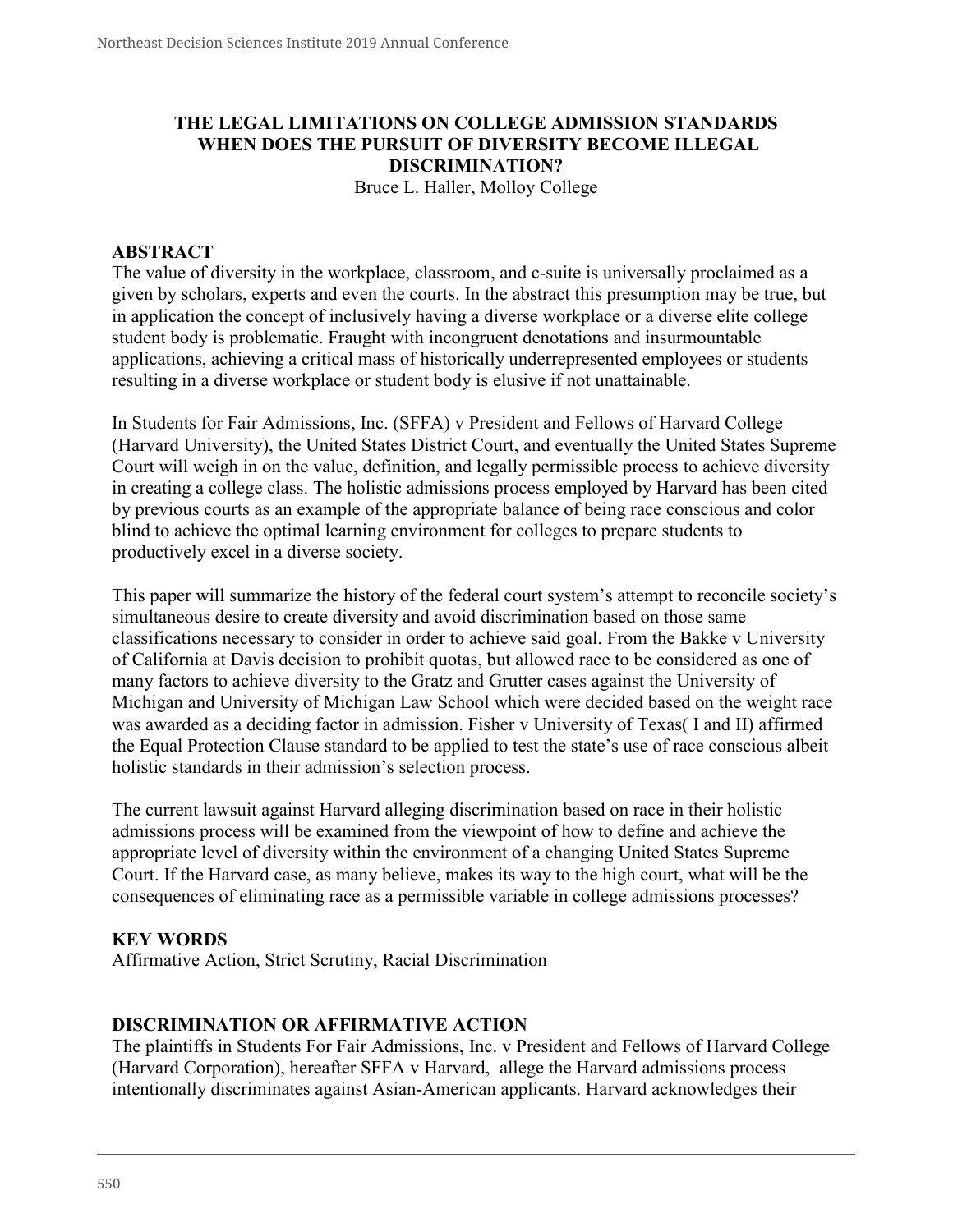# THE LEGAL LIMITATIONS ON COLLEGE ADMISSION STANDARDS WHEN DOES THE PURSUIT OF DIVERSITY BECOME ILLEGAL DISCRIMINATION?

Bruce L. Haller, Molloy College

## ABSTRACT

The value of diversity in the workplace, classroom, and c-suite is universally proclaimed as a given by scholars, experts and even the courts. In the abstract this presumption may be true, but in application the concept of inclusively having a diverse workplace or a diverse elite college student body is problematic. Fraught with incongruent denotations and insurmountable applications, achieving a critical mass of historically underrepresented employees or students resulting in a diverse workplace or student body is elusive if not unattainable.

In Students for Fair Admissions, Inc. (SFFA) v President and Fellows of Harvard College (Harvard University), the United States District Court, and eventually the United States Supreme Court will weigh in on the value, definition, and legally permissible process to achieve diversity in creating a college class. The holistic admissions process employed by Harvard has been cited by previous courts as an example of the appropriate balance of being race conscious and color blind to achieve the optimal learning environment for colleges to prepare students to productively excel in a diverse society.

This paper will summarize the history of the federal court system's attempt to reconcile society's simultaneous desire to create diversity and avoid discrimination based on those same classifications necessary to consider in order to achieve said goal. From the Bakke v University of California at Davis decision to prohibit quotas, but allowed race to be considered as one of many factors to achieve diversity to the Gratz and Grutter cases against the University of Michigan and University of Michigan Law School which were decided based on the weight race was awarded as a deciding factor in admission. Fisher v University of Texas( I and II) affirmed the Equal Protection Clause standard to be applied to test the state's use of race conscious albeit holistic standards in their admission's selection process.

The current lawsuit against Harvard alleging discrimination based on race in their holistic admissions process will be examined from the viewpoint of how to define and achieve the appropriate level of diversity within the environment of a changing United States Supreme Court. If the Harvard case, as many believe, makes its way to the high court, what will be the consequences of eliminating race as a permissible variable in college admissions processes?

## KEY WORDS

Affirmative Action, Strict Scrutiny, Racial Discrimination

## DISCRIMINATION OR AFFIRMATIVE ACTION

The plaintiffs in Students For Fair Admissions, Inc. v President and Fellows of Harvard College (Harvard Corporation), hereafter SFFA v Harvard, allege the Harvard admissions process intentionally discriminates against Asian-American applicants. Harvard acknowledges their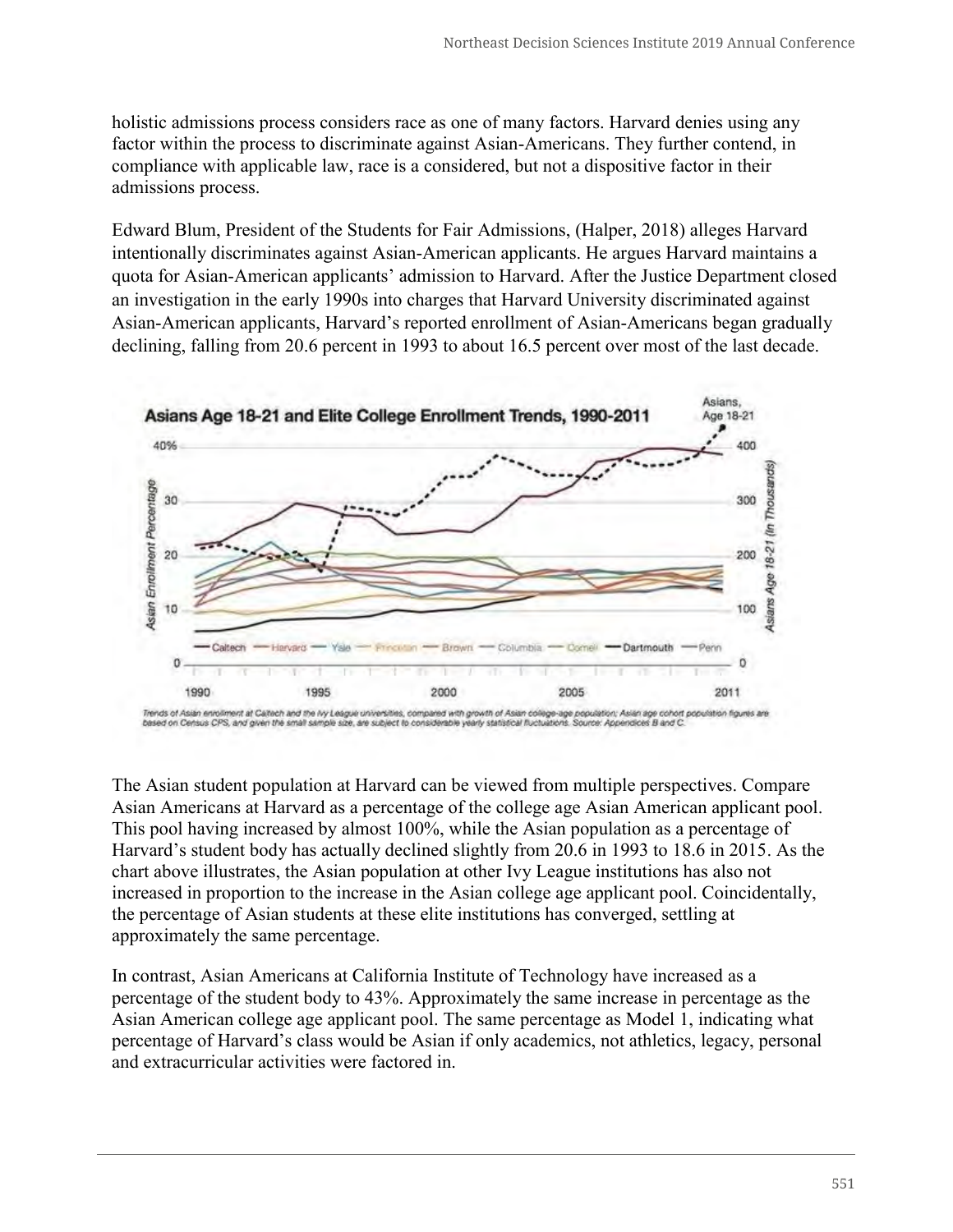holistic admissions process considers race as one of many factors. Harvard denies using any factor within the process to discriminate against Asian-Americans. They further contend, in compliance with applicable law, race is a considered, but not a dispositive factor in their admissions process.

Edward Blum, President of the Students for Fair Admissions, (Halper, 2018) alleges Harvard intentionally discriminates against Asian-American applicants. He argues Harvard maintains a quota for Asian-American applicants' admission to Harvard. After the Justice Department closed an investigation in the early 1990s into charges that Harvard University discriminated against Asian-American applicants, Harvard's reported enrollment of Asian-Americans began gradually declining, falling from 20.6 percent in 1993 to about 16.5 percent over most of the last decade.

Asians Age 18-21 and Elite College Enrollment Trends, 1990-2011

Trends of Asian enrollment at Caltech and the Ivy League universities, compared with growth of Asian college-age population; Asian age cohort population figures are based on Census CPS, and given the small sample size, are subject to considerable yearly statistical fluctuations. Source: Appendices B and C.

The Asian student population at Harvard can be viewed from multiple perspectives. Compare Asian Americans at Harvard as a percentage of the college age Asian American applicant pool. This pool having increased by almost 100%, while the Asian population as a percentage of Harvard's student body has actually declined slightly from 20.6 in 1993 to 18.6 in 2015. As the chart above illustrates, the Asian population at other Ivy League institutions has also not increased in proportion to the increase in the Asian college age applicant pool. Coincidentally, the percentage of Asian students at these elite institutions has converged, settling at approximately the same percentage.

In contrast, Asian Americans at California Institute of Technology have increased as a percentage of the student body to 43%. Approximately the same increase in percentage as the Asian American college age applicant pool. The same percentage as Model 1, indicating what percentage of Harvard's class would be Asian if only academics, not athletics, legacy, personal and extracurricular activities were factored in.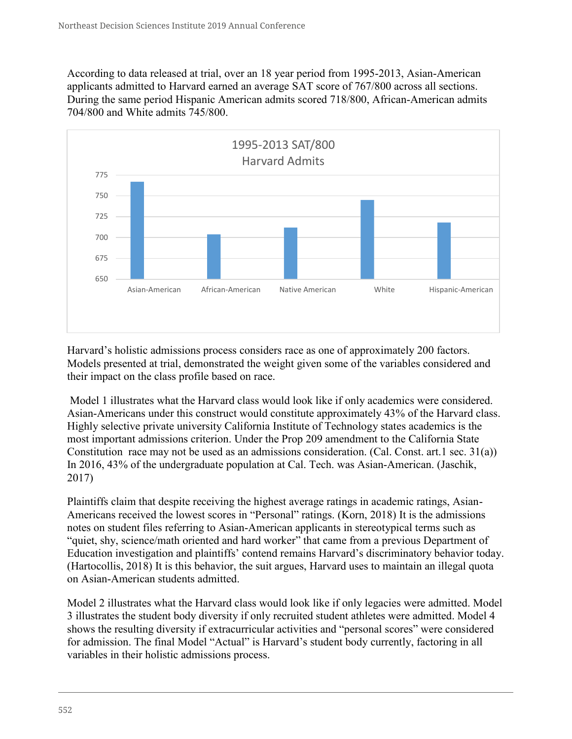According to data released at trial, over an 18 year period from 1995-2013, Asian-American applicants admitted to Harvard earned an average SAT score of 767/800 across all sections. During the same period Hispanic American admits scored 718/800, African-American admits 704/800 and White admits 745/800.

1995-2013 SAT/800
Harvard Admits

Asian-American | African-American | Native American | White | Hispanic-American

Harvard's holistic admissions process considers race as one of approximately 200 factors. Models presented at trial, demonstrated the weight given some of the variables considered and their impact on the class profile based on race.

Model 1 illustrates what the Harvard class would look like if only academics were considered. Asian-Americans under this construct would constitute approximately 43% of the Harvard class. Highly selective private university California Institute of Technology states academics is the most important admissions criterion. Under the Prop 209 amendment to the California State Constitution race may not be used as an admissions consideration. (Cal. Const. art.1 sec. 31(a)) In 2016, 43% of the undergraduate population at Cal. Tech. was Asian-American. (Jaschik, 2017)

Plaintiffs claim that despite receiving the highest average ratings in academic ratings, Asian-Americans received the lowest scores in "Personal" ratings. (Korn, 2018) It is the admissions notes on student files referring to Asian-American applicants in stereotypical terms such as "quiet, shy, science/math oriented and hard worker" that came from a previous Department of Education investigation and plaintiffs' contend remains Harvard's discriminatory behavior today. (Hartocollis, 2018) It is this behavior, the suit argues, Harvard uses to maintain an illegal quota on Asian-American students admitted.

Model 2 illustrates what the Harvard class would look like if only legacies were admitted. Model 3 illustrates the student body diversity if only recruited student athletes were admitted. Model 4 shows the resulting diversity if extracurricular activities and "personal scores" were considered for admission. The final Model "Actual" is Harvard's student body currently, factoring in all variables in their holistic admissions process.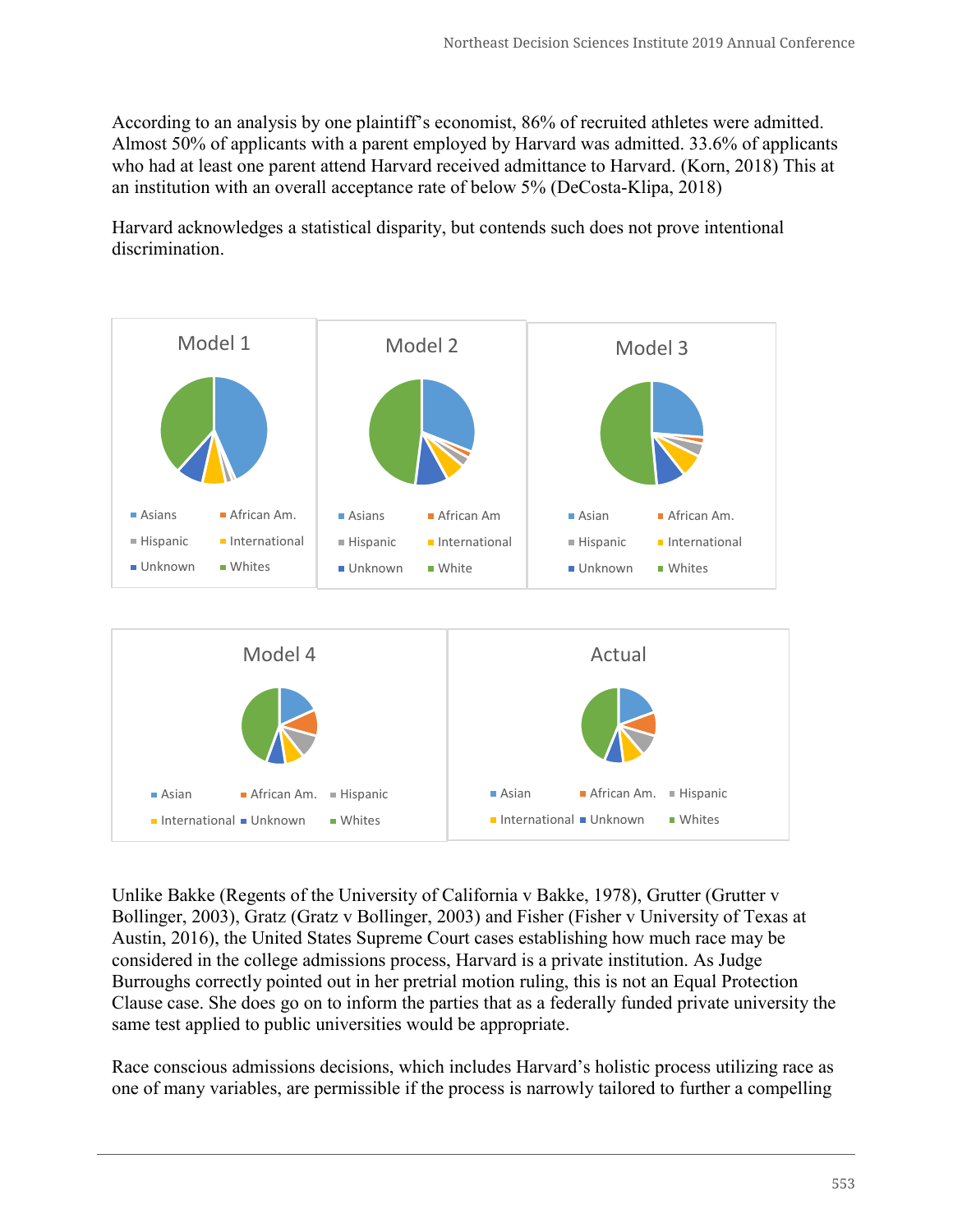According to an analysis by one plaintiff's economist, 86% of recruited athletes were admitted. Almost 50% of applicants with a parent employed by Harvard was admitted. 33.6% of applicants who had at least one parent attend Harvard received admittance to Harvard. (Korn, 2018) This at an institution with an overall acceptance rate of below 5% (DeCosta-Klipa, 2018)

Harvard acknowledges a statistical disparity, but contends such does not prove intentional discrimination.

Model 1

Asians · African Am. · Hispanic · International · Unknown · Whites

Model 2

Asians · African Am · Hispanic · International · Unknown · White

Model 3

Asian · African Am. · Hispanic · International · Unknown · Whites

Model 4

Asian · African Am. · Hispanic · International · Unknown · Whites

Actual

Asian · African Am. · Hispanic · International · Unknown · Whites

Unlike Bakke (Regents of the University of California v Bakke, 1978), Grutter (Grutter v Bollinger, 2003), Gratz (Gratz v Bollinger, 2003) and Fisher (Fisher v University of Texas at Austin, 2016), the United States Supreme Court cases establishing how much race may be considered in the college admissions process, Harvard is a private institution. As Judge Burroughs correctly pointed out in her pretrial motion ruling, this is not an Equal Protection Clause case. She does go on to inform the parties that as a federally funded private university the same test applied to public universities would be appropriate.

Race conscious admissions decisions, which includes Harvard's holistic process utilizing race as one of many variables, are permissible if the process is narrowly tailored to further a compelling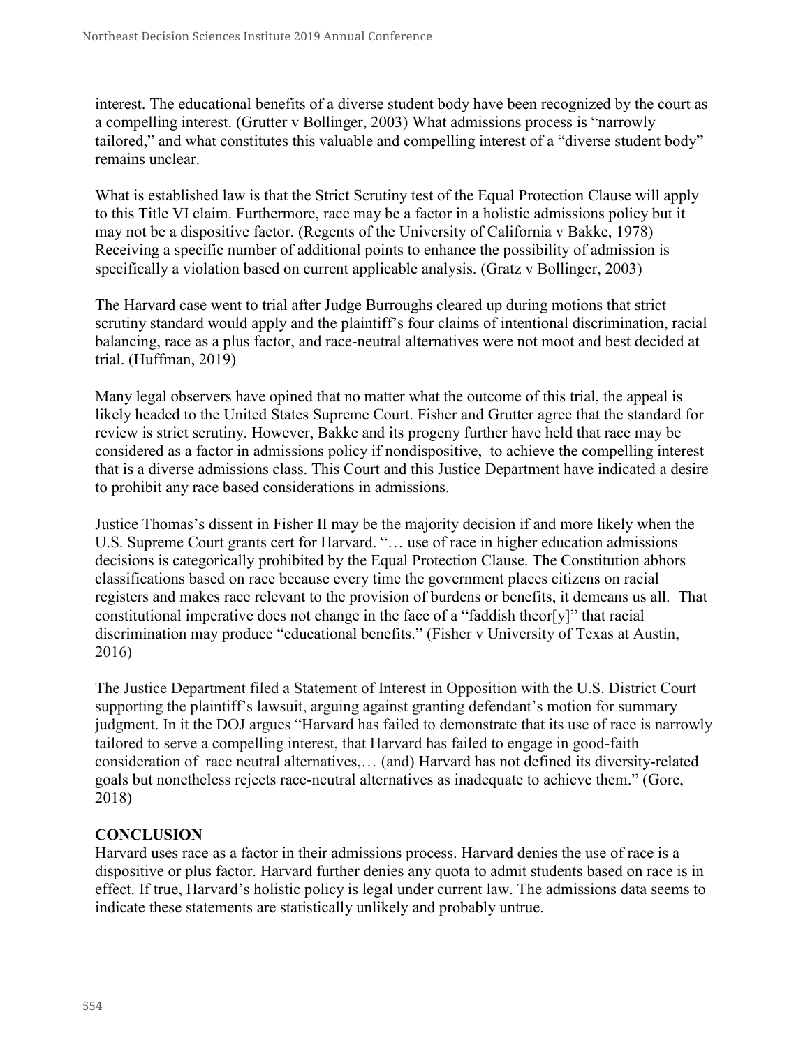interest. The educational benefits of a diverse student body have been recognized by the court as a compelling interest. (Grutter v Bollinger, 2003) What admissions process is "narrowly tailored," and what constitutes this valuable and compelling interest of a "diverse student body" remains unclear.

What is established law is that the Strict Scrutiny test of the Equal Protection Clause will apply to this Title VI claim. Furthermore, race may be a factor in a holistic admissions policy but it may not be a dispositive factor. (Regents of the University of California v Bakke, 1978) Receiving a specific number of additional points to enhance the possibility of admission is specifically a violation based on current applicable analysis. (Gratz v Bollinger, 2003)

The Harvard case went to trial after Judge Burroughs cleared up during motions that strict scrutiny standard would apply and the plaintiff's four claims of intentional discrimination, racial balancing, race as a plus factor, and race-neutral alternatives were not moot and best decided at trial. (Huffman, 2019)

Many legal observers have opined that no matter what the outcome of this trial, the appeal is likely headed to the United States Supreme Court. Fisher and Grutter agree that the standard for review is strict scrutiny. However, Bakke and its progeny further have held that race may be considered as a factor in admissions policy if nondispositive, to achieve the compelling interest that is a diverse admissions class. This Court and this Justice Department have indicated a desire to prohibit any race based considerations in admissions.

Justice Thomas's dissent in Fisher II may be the majority decision if and more likely when the U.S. Supreme Court grants cert for Harvard. "… use of race in higher education admissions decisions is categorically prohibited by the Equal Protection Clause. The Constitution abhors classifications based on race because every time the government places citizens on racial registers and makes race relevant to the provision of burdens or benefits, it demeans us all. That constitutional imperative does not change in the face of a "faddish theor[y]" that racial discrimination may produce "educational benefits." (Fisher v University of Texas at Austin, 2016)

The Justice Department filed a Statement of Interest in Opposition with the U.S. District Court supporting the plaintiff's lawsuit, arguing against granting defendant's motion for summary judgment. In it the DOJ argues "Harvard has failed to demonstrate that its use of race is narrowly tailored to serve a compelling interest, that Harvard has failed to engage in good-faith consideration of race neutral alternatives,… (and) Harvard has not defined its diversity-related goals but nonetheless rejects race-neutral alternatives as inadequate to achieve them." (Gore, 2018)

## CONCLUSION

Harvard uses race as a factor in their admissions process. Harvard denies the use of race is a dispositive or plus factor. Harvard further denies any quota to admit students based on race is in effect. If true, Harvard's holistic policy is legal under current law. The admissions data seems to indicate these statements are statistically unlikely and probably untrue.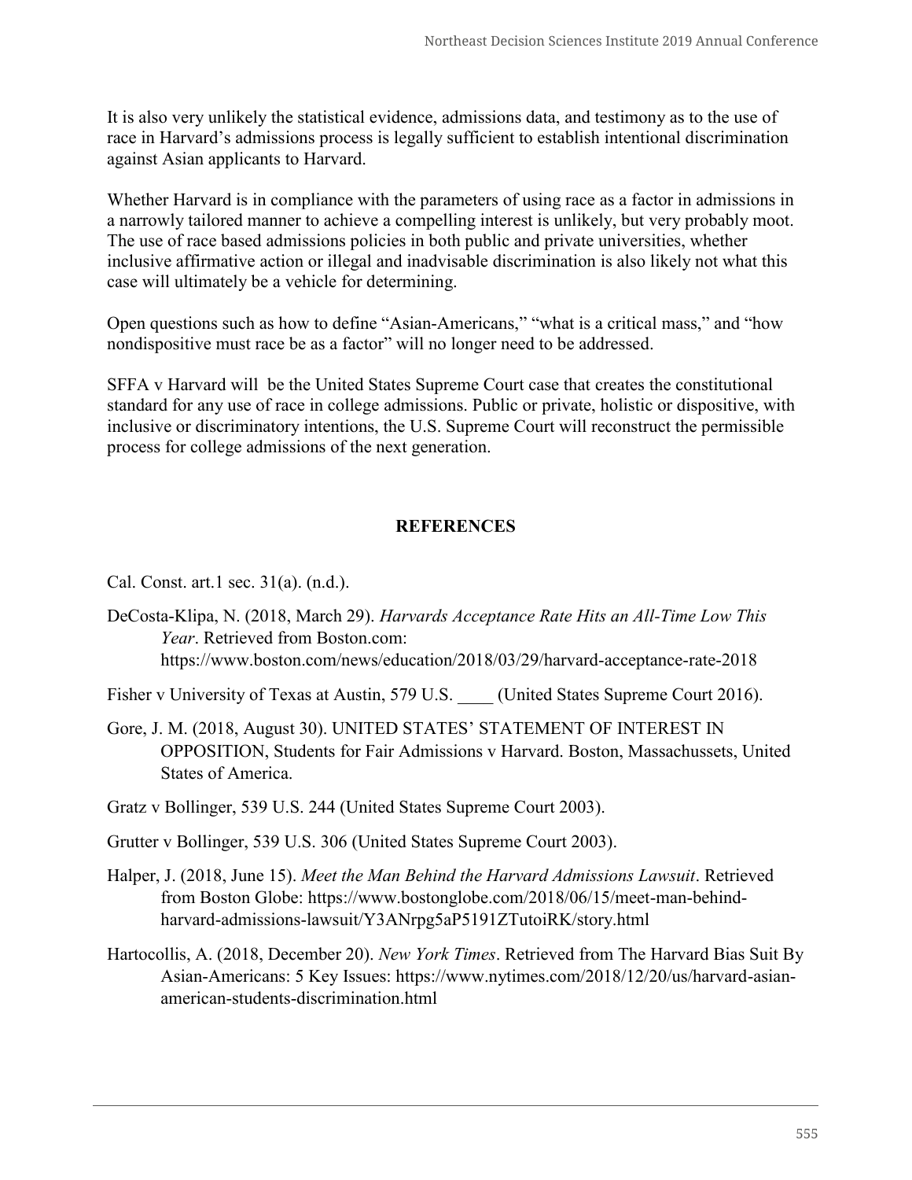It is also very unlikely the statistical evidence, admissions data, and testimony as to the use of race in Harvard's admissions process is legally sufficient to establish intentional discrimination against Asian applicants to Harvard.

Whether Harvard is in compliance with the parameters of using race as a factor in admissions in a narrowly tailored manner to achieve a compelling interest is unlikely, but very probably moot. The use of race based admissions policies in both public and private universities, whether inclusive affirmative action or illegal and inadvisable discrimination is also likely not what this case will ultimately be a vehicle for determining.

Open questions such as how to define "Asian-Americans," "what is a critical mass," and "how nondispositive must race be as a factor" will no longer need to be addressed.

SFFA v Harvard will be the United States Supreme Court case that creates the constitutional standard for any use of race in college admissions. Public or private, holistic or dispositive, with inclusive or discriminatory intentions, the U.S. Supreme Court will reconstruct the permissible process for college admissions of the next generation.

## REFERENCES

Cal. Const. art.1 sec. 31(a). (n.d.).

DeCosta-Klipa, N. (2018, March 29). *Harvards Acceptance Rate Hits an All-Time Low This Year*. Retrieved from Boston.com: https://www.boston.com/news/education/2018/03/29/harvard-acceptance-rate-2018

Fisher v University of Texas at Austin, 579 U.S. ____ (United States Supreme Court 2016).

Gore, J. M. (2018, August 30). UNITED STATES' STATEMENT OF INTEREST IN OPPOSITION, Students for Fair Admissions v Harvard. Boston, Massachussets, United States of America.

Gratz v Bollinger, 539 U.S. 244 (United States Supreme Court 2003).

Grutter v Bollinger, 539 U.S. 306 (United States Supreme Court 2003).

Halper, J. (2018, June 15). *Meet the Man Behind the Harvard Admissions Lawsuit*. Retrieved from Boston Globe: https://www.bostonglobe.com/2018/06/15/meet-man-behind-harvard-admissions-lawsuit/Y3ANrpg5aP5191ZTutoiRK/story.html

Hartocollis, A. (2018, December 20). *New York Times*. Retrieved from The Harvard Bias Suit By Asian-Americans: 5 Key Issues: https://www.nytimes.com/2018/12/20/us/harvard-asian-american-students-discrimination.html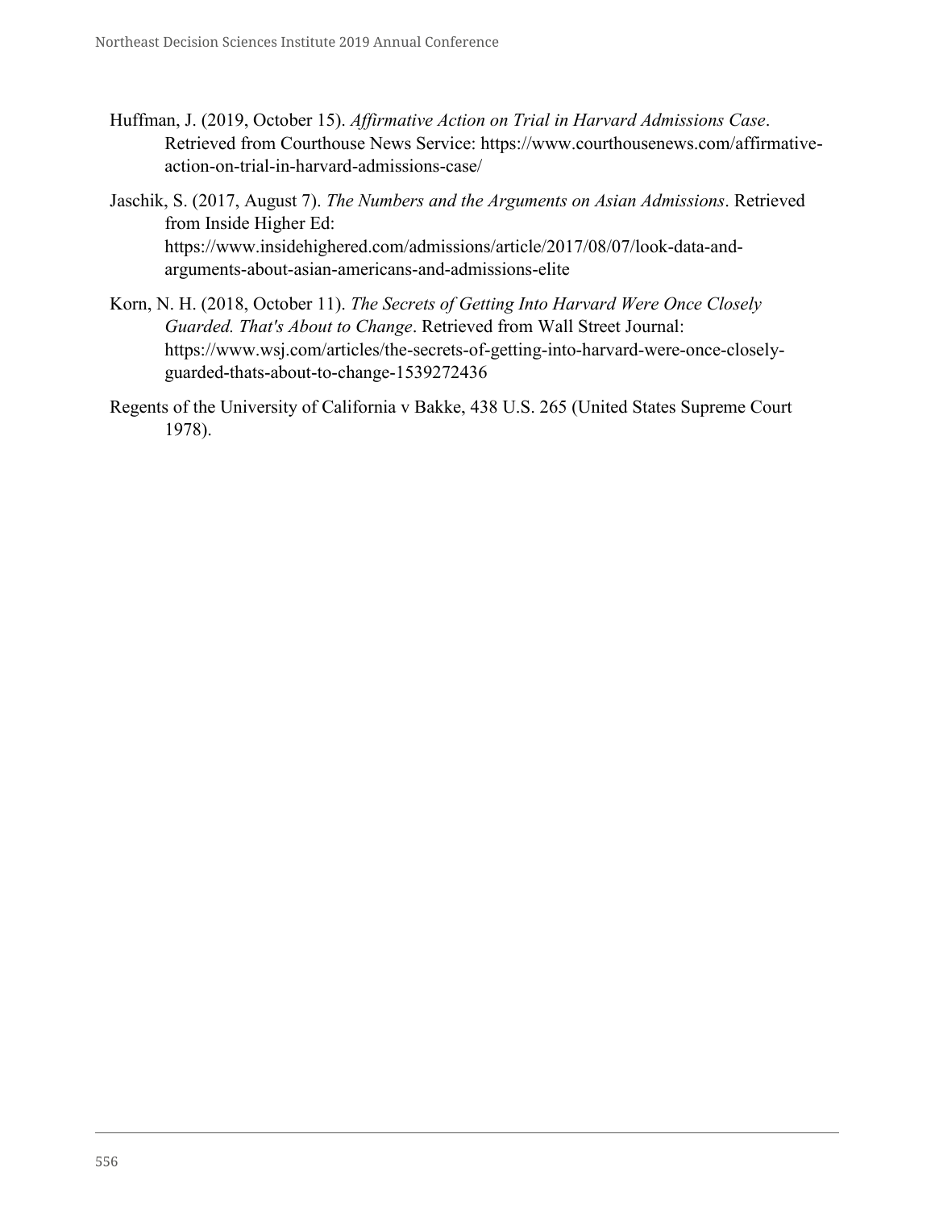Huffman, J. (2019, October 15). *Affirmative Action on Trial in Harvard Admissions Case*. Retrieved from Courthouse News Service: https://www.courthousenews.com/affirmative-action-on-trial-in-harvard-admissions-case/

Jaschik, S. (2017, August 7). *The Numbers and the Arguments on Asian Admissions*. Retrieved from Inside Higher Ed: https://www.insidehighered.com/admissions/article/2017/08/07/look-data-and-arguments-about-asian-americans-and-admissions-elite

Korn, N. H. (2018, October 11). *The Secrets of Getting Into Harvard Were Once Closely Guarded. That's About to Change*. Retrieved from Wall Street Journal: https://www.wsj.com/articles/the-secrets-of-getting-into-harvard-were-once-closely-guarded-thats-about-to-change-1539272436

Regents of the University of California v Bakke, 438 U.S. 265 (United States Supreme Court 1978).